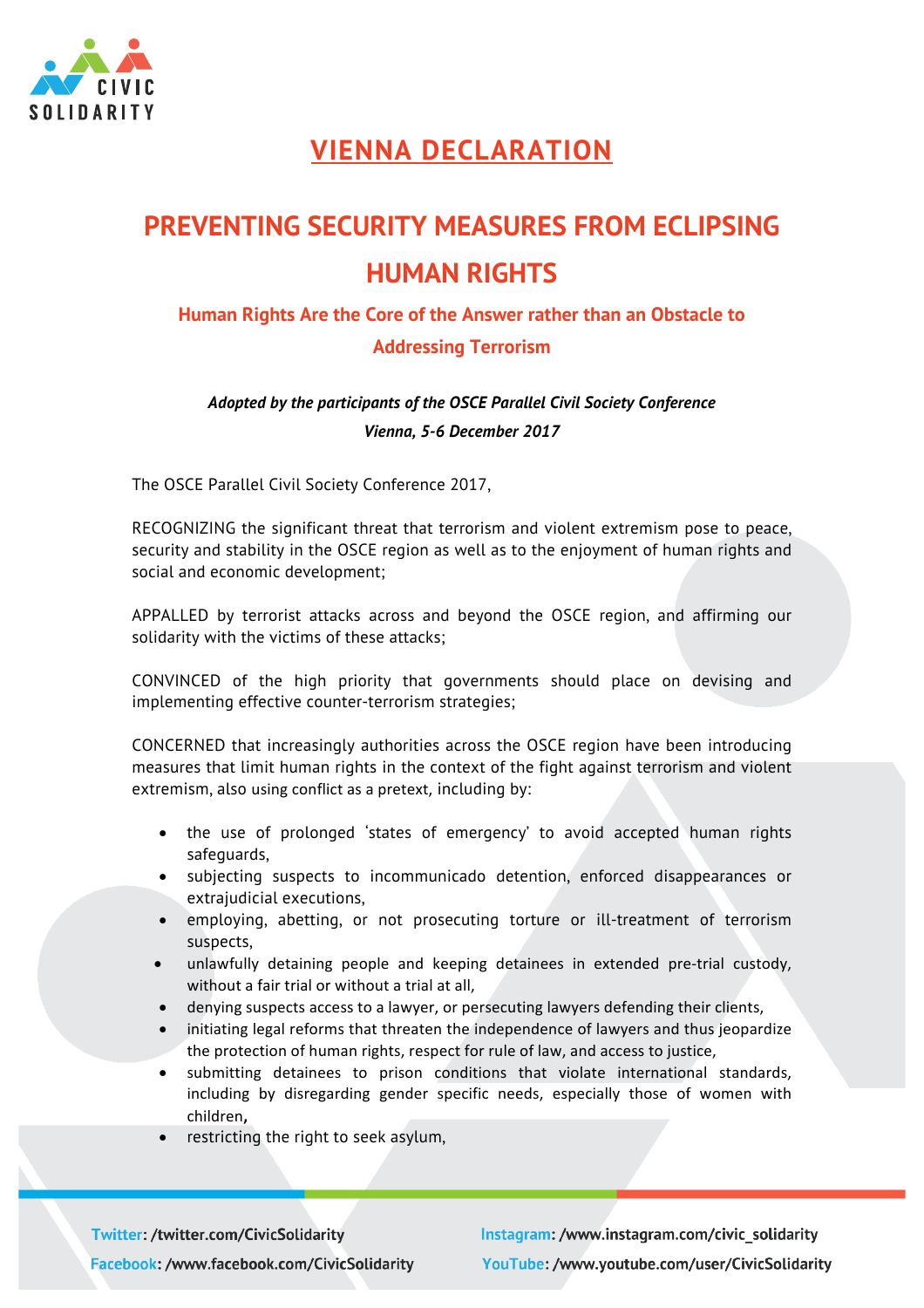# VIENNA DECLARATION

## PREVENTING SECURITY MEASURES FROM ECLIPSING HUMAN RIGHTS

### Human Rights Are the Core of the Answer rather than an Obstacle to Addressing Terrorism

***Adopted by the participants of the OSCE Parallel Civil Society Conference***
***Vienna, 5-6 December 2017***

The OSCE Parallel Civil Society Conference 2017,

RECOGNIZING the significant threat that terrorism and violent extremism pose to peace, security and stability in the OSCE region as well as to the enjoyment of human rights and social and economic development;

APPALLED by terrorist attacks across and beyond the OSCE region, and affirming our solidarity with the victims of these attacks;

CONVINCED of the high priority that governments should place on devising and implementing effective counter-terrorism strategies;

CONCERNED that increasingly authorities across the OSCE region have been introducing measures that limit human rights in the context of the fight against terrorism and violent extremism, also using conflict as a pretext, including by:

- the use of prolonged 'states of emergency' to avoid accepted human rights safeguards,
- subjecting suspects to incommunicado detention, enforced disappearances or extrajudicial executions,
- employing, abetting, or not prosecuting torture or ill-treatment of terrorism suspects,
- unlawfully detaining people and keeping detainees in extended pre-trial custody, without a fair trial or without a trial at all,
- denying suspects access to a lawyer, or persecuting lawyers defending their clients,
- initiating legal reforms that threaten the independence of lawyers and thus jeopardize the protection of human rights, respect for rule of law, and access to justice,
- submitting detainees to prison conditions that violate international standards, including by disregarding gender specific needs, especially those of women with children,
- restricting the right to seek asylum,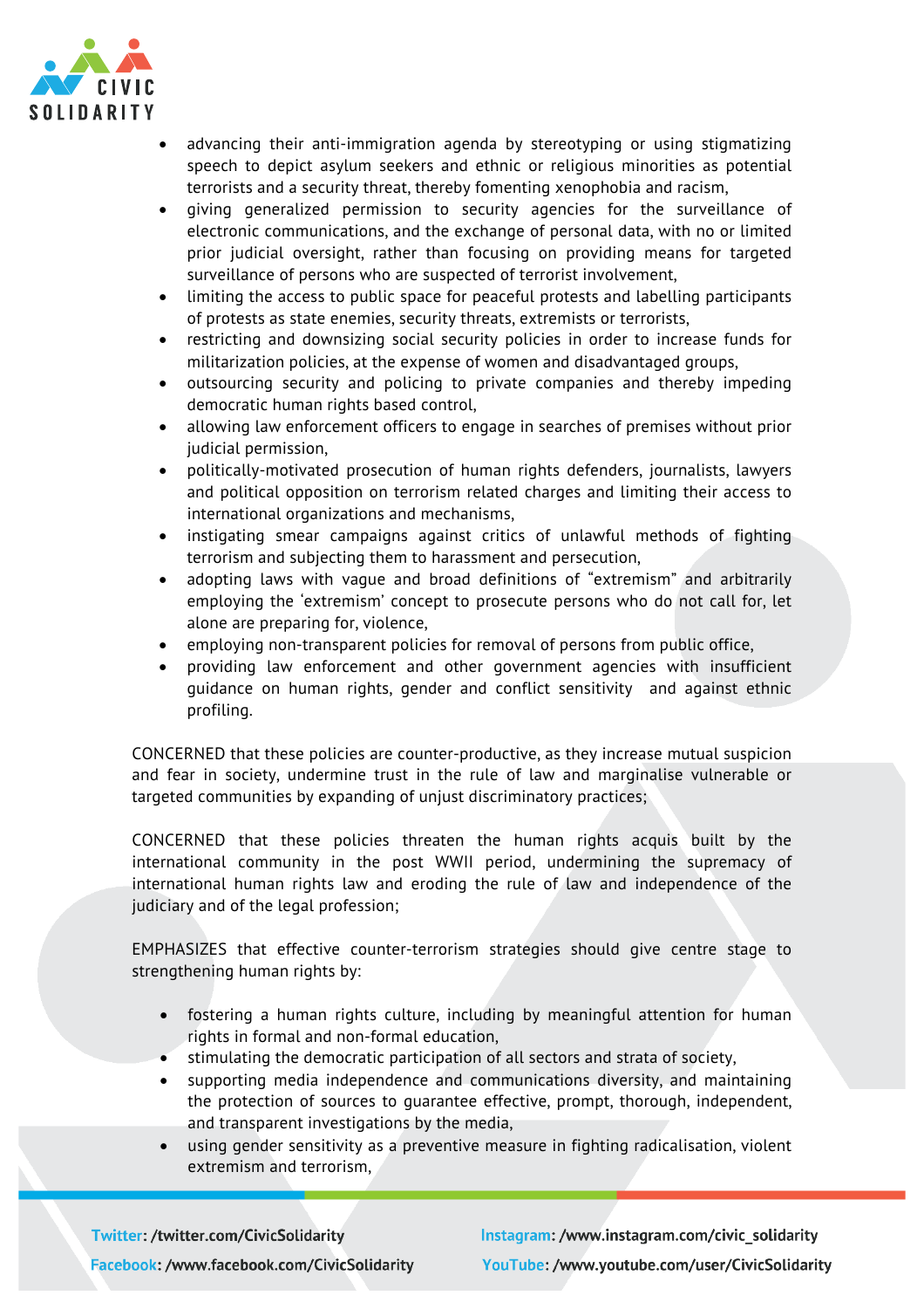- advancing their anti-immigration agenda by stereotyping or using stigmatizing speech to depict asylum seekers and ethnic or religious minorities as potential terrorists and a security threat, thereby fomenting xenophobia and racism,
- giving generalized permission to security agencies for the surveillance of electronic communications, and the exchange of personal data, with no or limited prior judicial oversight, rather than focusing on providing means for targeted surveillance of persons who are suspected of terrorist involvement,
- limiting the access to public space for peaceful protests and labelling participants of protests as state enemies, security threats, extremists or terrorists,
- restricting and downsizing social security policies in order to increase funds for militarization policies, at the expense of women and disadvantaged groups,
- outsourcing security and policing to private companies and thereby impeding democratic human rights based control,
- allowing law enforcement officers to engage in searches of premises without prior judicial permission,
- politically-motivated prosecution of human rights defenders, journalists, lawyers and political opposition on terrorism related charges and limiting their access to international organizations and mechanisms,
- instigating smear campaigns against critics of unlawful methods of fighting terrorism and subjecting them to harassment and persecution,
- adopting laws with vague and broad definitions of "extremism" and arbitrarily employing the 'extremism' concept to prosecute persons who do not call for, let alone are preparing for, violence,
- employing non-transparent policies for removal of persons from public office,
- providing law enforcement and other government agencies with insufficient guidance on human rights, gender and conflict sensitivity and against ethnic profiling.

CONCERNED that these policies are counter-productive, as they increase mutual suspicion and fear in society, undermine trust in the rule of law and marginalise vulnerable or targeted communities by expanding of unjust discriminatory practices;

CONCERNED that these policies threaten the human rights acquis built by the international community in the post WWII period, undermining the supremacy of international human rights law and eroding the rule of law and independence of the judiciary and of the legal profession;

EMPHASIZES that effective counter-terrorism strategies should give centre stage to strengthening human rights by:

- fostering a human rights culture, including by meaningful attention for human rights in formal and non-formal education,
- stimulating the democratic participation of all sectors and strata of society,
- supporting media independence and communications diversity, and maintaining the protection of sources to guarantee effective, prompt, thorough, independent, and transparent investigations by the media,
- using gender sensitivity as a preventive measure in fighting radicalisation, violent extremism and terrorism,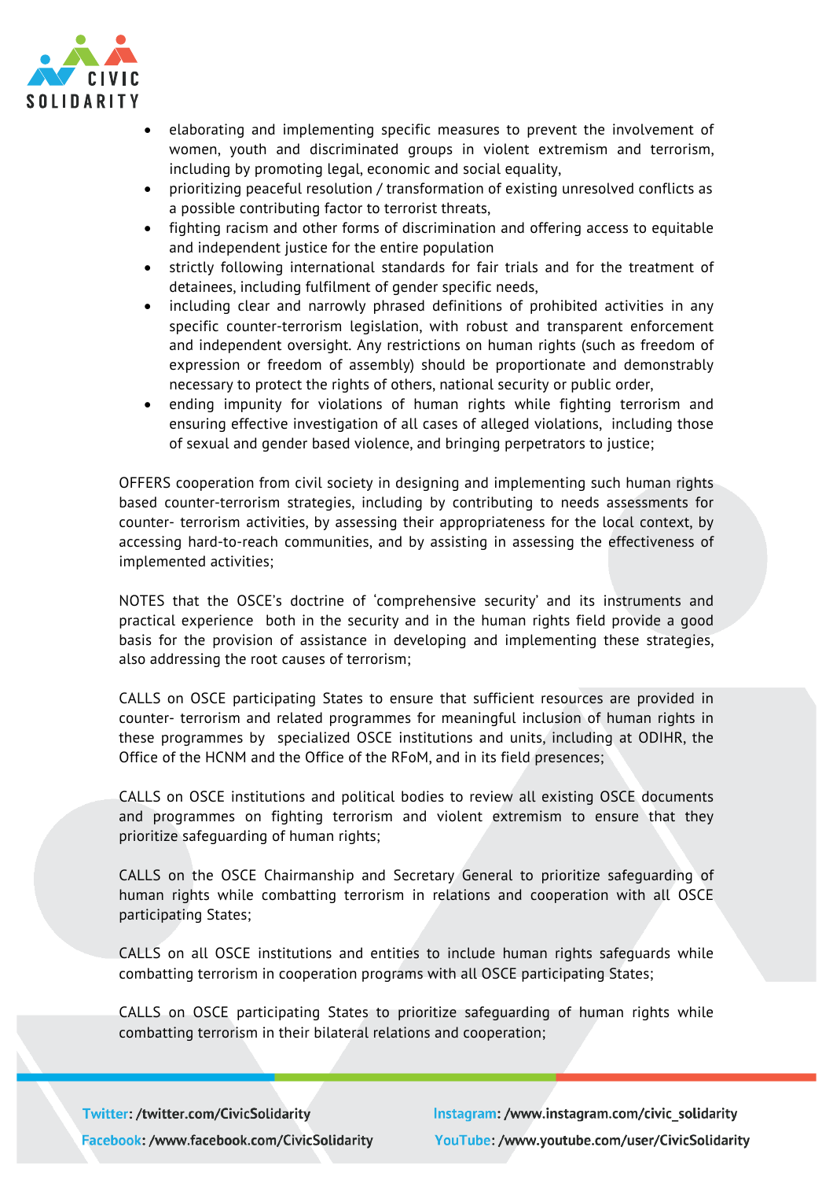- elaborating and implementing specific measures to prevent the involvement of women, youth and discriminated groups in violent extremism and terrorism, including by promoting legal, economic and social equality,
- prioritizing peaceful resolution / transformation of existing unresolved conflicts as a possible contributing factor to terrorist threats,
- fighting racism and other forms of discrimination and offering access to equitable and independent justice for the entire population
- strictly following international standards for fair trials and for the treatment of detainees, including fulfilment of gender specific needs,
- including clear and narrowly phrased definitions of prohibited activities in any specific counter-terrorism legislation, with robust and transparent enforcement and independent oversight. Any restrictions on human rights (such as freedom of expression or freedom of assembly) should be proportionate and demonstrably necessary to protect the rights of others, national security or public order,
- ending impunity for violations of human rights while fighting terrorism and ensuring effective investigation of all cases of alleged violations, including those of sexual and gender based violence, and bringing perpetrators to justice;

OFFERS cooperation from civil society in designing and implementing such human rights based counter-terrorism strategies, including by contributing to needs assessments for counter- terrorism activities, by assessing their appropriateness for the local context, by accessing hard-to-reach communities, and by assisting in assessing the effectiveness of implemented activities;

NOTES that the OSCE's doctrine of 'comprehensive security' and its instruments and practical experience both in the security and in the human rights field provide a good basis for the provision of assistance in developing and implementing these strategies, also addressing the root causes of terrorism;

CALLS on OSCE participating States to ensure that sufficient resources are provided in counter- terrorism and related programmes for meaningful inclusion of human rights in these programmes by specialized OSCE institutions and units, including at ODIHR, the Office of the HCNM and the Office of the RFoM, and in its field presences;

CALLS on OSCE institutions and political bodies to review all existing OSCE documents and programmes on fighting terrorism and violent extremism to ensure that they prioritize safeguarding of human rights;

CALLS on the OSCE Chairmanship and Secretary General to prioritize safeguarding of human rights while combatting terrorism in relations and cooperation with all OSCE participating States;

CALLS on all OSCE institutions and entities to include human rights safeguards while combatting terrorism in cooperation programs with all OSCE participating States;

CALLS on OSCE participating States to prioritize safeguarding of human rights while combatting terrorism in their bilateral relations and cooperation;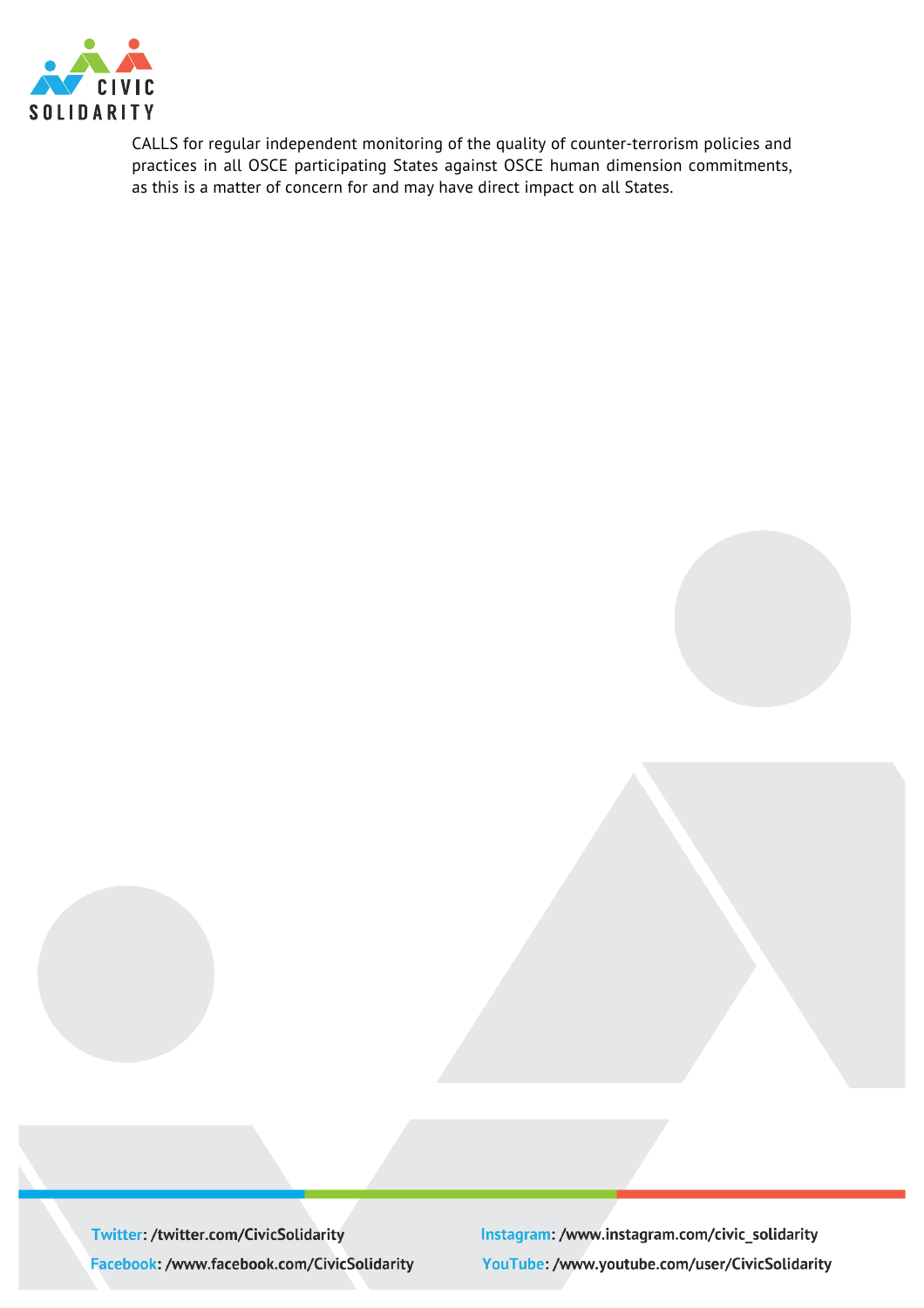CALLS for regular independent monitoring of the quality of counter-terrorism policies and practices in all OSCE participating States against OSCE human dimension commitments, as this is a matter of concern for and may have direct impact on all States.

Twitter: /twitter.com/CivicSolidarity

Facebook: /www.facebook.com/CivicSolidarity

Instagram: /www.instagram.com/civic_solidarity

YouTube: /www.youtube.com/user/CivicSolidarity